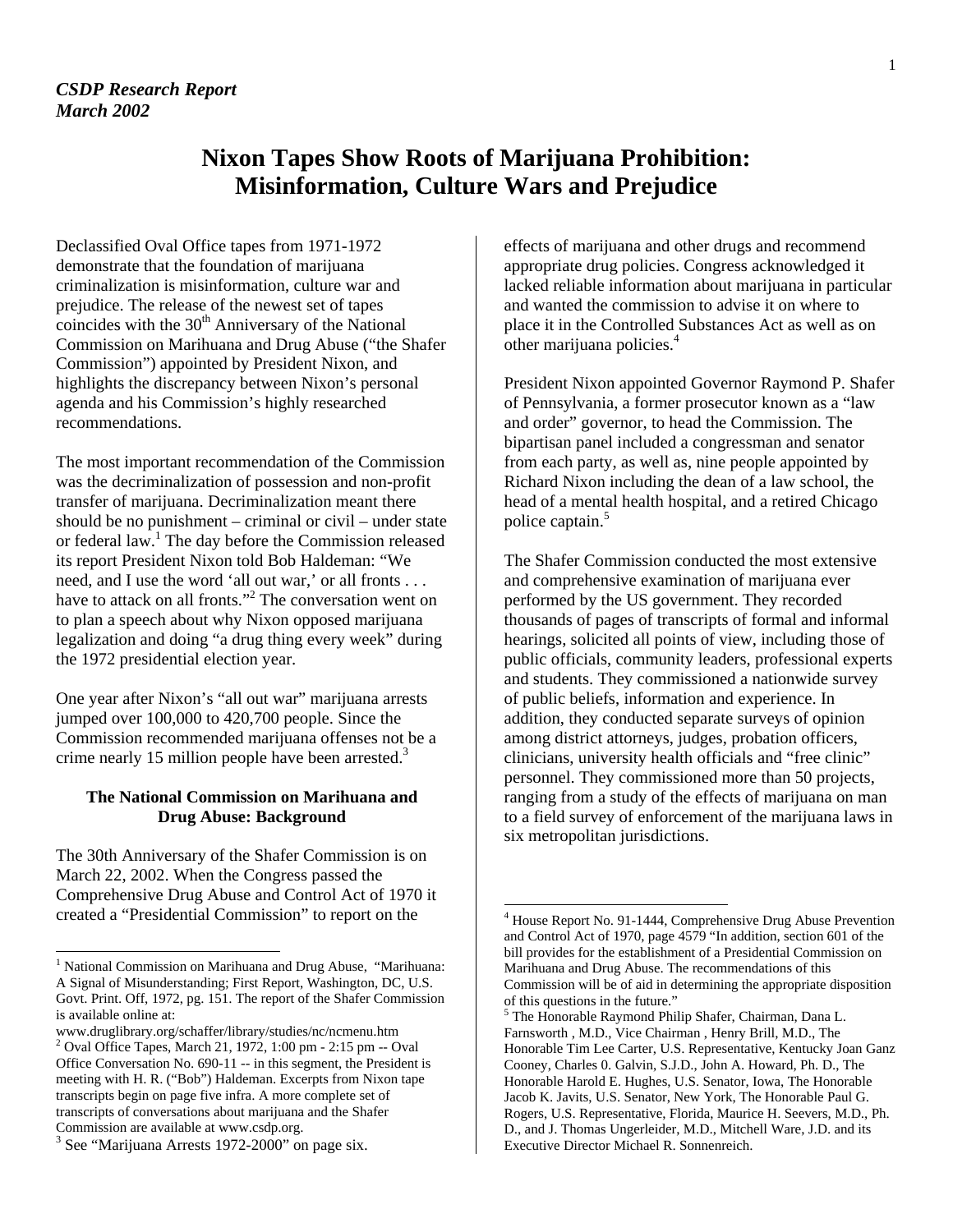*CSDP Research Report*
*March 2002*

# Nixon Tapes Show Roots of Marijuana Prohibition: Misinformation, Culture Wars and Prejudice

Declassified Oval Office tapes from 1971-1972 demonstrate that the foundation of marijuana criminalization is misinformation, culture war and prejudice. The release of the newest set of tapes coincides with the 30th Anniversary of the National Commission on Marihuana and Drug Abuse ("the Shafer Commission") appointed by President Nixon, and highlights the discrepancy between Nixon's personal agenda and his Commission's highly researched recommendations.

The most important recommendation of the Commission was the decriminalization of possession and non-profit transfer of marijuana. Decriminalization meant there should be no punishment – criminal or civil – under state or federal law.[1] The day before the Commission released its report President Nixon told Bob Haldeman: "We need, and I use the word 'all out war,' or all fronts . . . have to attack on all fronts."[2] The conversation went on to plan a speech about why Nixon opposed marijuana legalization and doing "a drug thing every week" during the 1972 presidential election year.

One year after Nixon's "all out war" marijuana arrests jumped over 100,000 to 420,700 people. Since the Commission recommended marijuana offenses not be a crime nearly 15 million people have been arrested.[3]

### The National Commission on Marihuana and Drug Abuse: Background

The 30th Anniversary of the Shafer Commission is on March 22, 2002. When the Congress passed the Comprehensive Drug Abuse and Control Act of 1970 it created a "Presidential Commission" to report on the effects of marijuana and other drugs and recommend appropriate drug policies. Congress acknowledged it lacked reliable information about marijuana in particular and wanted the commission to advise it on where to place it in the Controlled Substances Act as well as on other marijuana policies.[4]

President Nixon appointed Governor Raymond P. Shafer of Pennsylvania, a former prosecutor known as a "law and order" governor, to head the Commission. The bipartisan panel included a congressman and senator from each party, as well as, nine people appointed by Richard Nixon including the dean of a law school, the head of a mental health hospital, and a retired Chicago police captain.[5]

The Shafer Commission conducted the most extensive and comprehensive examination of marijuana ever performed by the US government. They recorded thousands of pages of transcripts of formal and informal hearings, solicited all points of view, including those of public officials, community leaders, professional experts and students. They commissioned a nationwide survey of public beliefs, information and experience. In addition, they conducted separate surveys of opinion among district attorneys, judges, probation officers, clinicians, university health officials and "free clinic" personnel. They commissioned more than 50 projects, ranging from a study of the effects of marijuana on man to a field survey of enforcement of the marijuana laws in six metropolitan jurisdictions.

---

[1] National Commission on Marihuana and Drug Abuse, "Marihuana: A Signal of Misunderstanding; First Report, Washington, DC, U.S. Govt. Print. Off, 1972, pg. 151. The report of the Shafer Commission is available online at: www.druglibrary.org/schaffer/library/studies/nc/ncmenu.htm

[2] Oval Office Tapes, March 21, 1972, 1:00 pm - 2:15 pm -- Oval Office Conversation No. 690-11 -- in this segment, the President is meeting with H. R. ("Bob") Haldeman. Excerpts from Nixon tape transcripts begin on page five infra. A more complete set of transcripts of conversations about marijuana and the Shafer Commission are available at www.csdp.org.

[3] See "Marijuana Arrests 1972-2000" on page six.

[4] House Report No. 91-1444, Comprehensive Drug Abuse Prevention and Control Act of 1970, page 4579 "In addition, section 601 of the bill provides for the establishment of a Presidential Commission on Marihuana and Drug Abuse. The recommendations of this Commission will be of aid in determining the appropriate disposition of this questions in the future."

[5] The Honorable Raymond Philip Shafer, Chairman, Dana L. Farnsworth , M.D., Vice Chairman , Henry Brill, M.D., The Honorable Tim Lee Carter, U.S. Representative, Kentucky Joan Ganz Cooney, Charles 0. Galvin, S.J.D., John A. Howard, Ph. D., The Honorable Harold E. Hughes, U.S. Senator, Iowa, The Honorable Jacob K. Javits, U.S. Senator, New York, The Honorable Paul G. Rogers, U.S. Representative, Florida, Maurice H. Seevers, M.D., Ph. D., and J. Thomas Ungerleider, M.D., Mitchell Ware, J.D. and its Executive Director Michael R. Sonnenreich.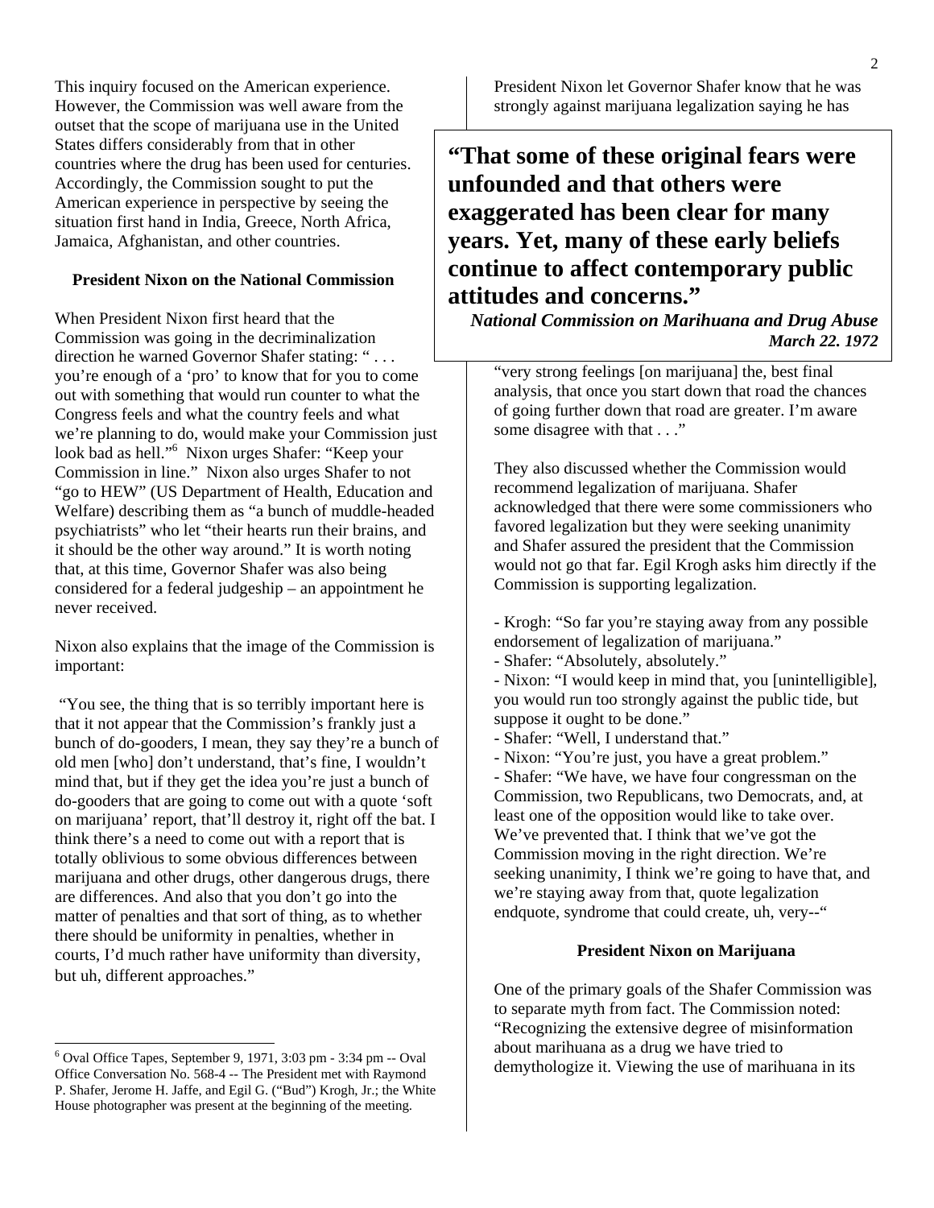This inquiry focused on the American experience. However, the Commission was well aware from the outset that the scope of marijuana use in the United States differs considerably from that in other countries where the drug has been used for centuries. Accordingly, the Commission sought to put the American experience in perspective by seeing the situation first hand in India, Greece, North Africa, Jamaica, Afghanistan, and other countries.

### President Nixon on the National Commission

When President Nixon first heard that the Commission was going in the decriminalization direction he warned Governor Shafer stating: " . . . you're enough of a 'pro' to know that for you to come out with something that would run counter to what the Congress feels and what the country feels and what we're planning to do, would make your Commission just look bad as hell."[6] Nixon urges Shafer: "Keep your Commission in line." Nixon also urges Shafer to not "go to HEW" (US Department of Health, Education and Welfare) describing them as "a bunch of muddle-headed psychiatrists" who let "their hearts run their brains, and it should be the other way around." It is worth noting that, at this time, Governor Shafer was also being considered for a federal judgeship – an appointment he never received.

Nixon also explains that the image of the Commission is important:

"You see, the thing that is so terribly important here is that it not appear that the Commission's frankly just a bunch of do-gooders, I mean, they say they're a bunch of old men [who] don't understand, that's fine, I wouldn't mind that, but if they get the idea you're just a bunch of do-gooders that are going to come out with a quote 'soft on marijuana' report, that'll destroy it, right off the bat. I think there's a need to come out with a report that is totally oblivious to some obvious differences between marijuana and other drugs, other dangerous drugs, there are differences. And also that you don't go into the matter of penalties and that sort of thing, as to whether there should be uniformity in penalties, whether in courts, I'd much rather have uniformity than diversity, but uh, different approaches."

President Nixon let Governor Shafer know that he was strongly against marijuana legalization saying he has "very strong feelings [on marijuana] the, best final analysis, that once you start down that road the chances of going further down that road are greater. I'm aware some disagree with that . . ."

> **"That some of these original fears were unfounded and that others were exaggerated has been clear for many years. Yet, many of these early beliefs continue to affect contemporary public attitudes and concerns."**
>
> ***National Commission on Marihuana and Drug Abuse March 22. 1972***

They also discussed whether the Commission would recommend legalization of marijuana. Shafer acknowledged that there were some commissioners who favored legalization but they were seeking unanimity and Shafer assured the president that the Commission would not go that far. Egil Krogh asks him directly if the Commission is supporting legalization.

- Krogh: "So far you're staying away from any possible endorsement of legalization of marijuana."
- Shafer: "Absolutely, absolutely."
- Nixon: "I would keep in mind that, you [unintelligible], you would run too strongly against the public tide, but suppose it ought to be done."
- Shafer: "Well, I understand that."
- Nixon: "You're just, you have a great problem."
- Shafer: "We have, we have four congressman on the Commission, two Republicans, two Democrats, and, at least one of the opposition would like to take over. We've prevented that. I think that we've got the Commission moving in the right direction. We're seeking unanimity, I think we're going to have that, and we're staying away from that, quote legalization endquote, syndrome that could create, uh, very--"

### President Nixon on Marijuana

One of the primary goals of the Shafer Commission was to separate myth from fact. The Commission noted: "Recognizing the extensive degree of misinformation about marihuana as a drug we have tried to demythologize it. Viewing the use of marihuana in its

[6] Oval Office Tapes, September 9, 1971, 3:03 pm - 3:34 pm -- Oval Office Conversation No. 568-4 -- The President met with Raymond P. Shafer, Jerome H. Jaffe, and Egil G. ("Bud") Krogh, Jr.; the White House photographer was present at the beginning of the meeting.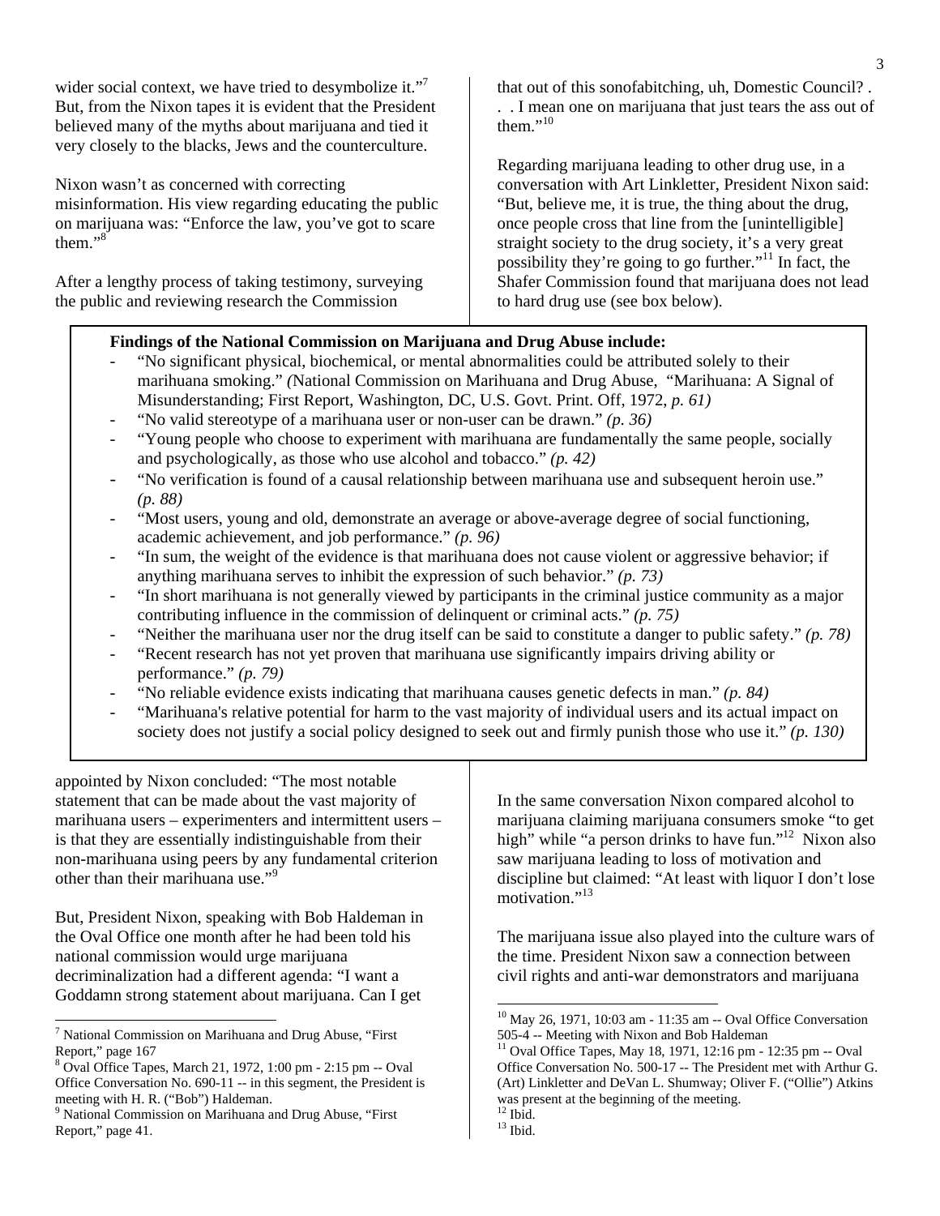wider social context, we have tried to desymbolize it."[7] But, from the Nixon tapes it is evident that the President believed many of the myths about marijuana and tied it very closely to the blacks, Jews and the counterculture.

Nixon wasn't as concerned with correcting misinformation. His view regarding educating the public on marijuana was: "Enforce the law, you've got to scare them."[8]

After a lengthy process of taking testimony, surveying the public and reviewing research the Commission appointed by Nixon concluded: "The most notable statement that can be made about the vast majority of marihuana users – experimenters and intermittent users – is that they are essentially indistinguishable from their non-marihuana using peers by any fundamental criterion other than their marihuana use."[9]

But, President Nixon, speaking with Bob Haldeman in the Oval Office one month after he had been told his national commission would urge marijuana decriminalization had a different agenda: "I want a Goddamn strong statement about marijuana. Can I get that out of this sonofabitching, uh, Domestic Council? . . . I mean one on marijuana that just tears the ass out of them."[10]

Regarding marijuana leading to other drug use, in a conversation with Art Linkletter, President Nixon said: "But, believe me, it is true, the thing about the drug, once people cross that line from the [unintelligible] straight society to the drug society, it's a very great possibility they're going to go further."[11] In fact, the Shafer Commission found that marijuana does not lead to hard drug use (see box below).

**Findings of the National Commission on Marijuana and Drug Abuse include:**

- "No significant physical, biochemical, or mental abnormalities could be attributed solely to their marihuana smoking." *(*National Commission on Marihuana and Drug Abuse, "Marihuana: A Signal of Misunderstanding; First Report, Washington, DC, U.S. Govt. Print. Off, 1972, *p. 61)*
- "No valid stereotype of a marihuana user or non-user can be drawn." *(p. 36)*
- "Young people who choose to experiment with marihuana are fundamentally the same people, socially and psychologically, as those who use alcohol and tobacco." *(p. 42)*
- "No verification is found of a causal relationship between marihuana use and subsequent heroin use." *(p. 88)*
- "Most users, young and old, demonstrate an average or above-average degree of social functioning, academic achievement, and job performance." *(p. 96)*
- "In sum, the weight of the evidence is that marihuana does not cause violent or aggressive behavior; if anything marihuana serves to inhibit the expression of such behavior." *(p. 73)*
- "In short marihuana is not generally viewed by participants in the criminal justice community as a major contributing influence in the commission of delinquent or criminal acts." *(p. 75)*
- "Neither the marihuana user nor the drug itself can be said to constitute a danger to public safety." *(p. 78)*
- "Recent research has not yet proven that marihuana use significantly impairs driving ability or performance." *(p. 79)*
- "No reliable evidence exists indicating that marihuana causes genetic defects in man." *(p. 84)*
- "Marihuana's relative potential for harm to the vast majority of individual users and its actual impact on society does not justify a social policy designed to seek out and firmly punish those who use it." *(p. 130)*

In the same conversation Nixon compared alcohol to marijuana claiming marijuana consumers smoke "to get high" while "a person drinks to have fun."[12] Nixon also saw marijuana leading to loss of motivation and discipline but claimed: "At least with liquor I don't lose motivation."[13]

The marijuana issue also played into the culture wars of the time. President Nixon saw a connection between civil rights and anti-war demonstrators and marijuana

---

[7] National Commission on Marihuana and Drug Abuse, "First Report," page 167

[8] Oval Office Tapes, March 21, 1972, 1:00 pm - 2:15 pm -- Oval Office Conversation No. 690-11 -- in this segment, the President is meeting with H. R. ("Bob") Haldeman.

[9] National Commission on Marihuana and Drug Abuse, "First Report," page 41.

[10] May 26, 1971, 10:03 am - 11:35 am -- Oval Office Conversation 505-4 -- Meeting with Nixon and Bob Haldeman

[11] Oval Office Tapes, May 18, 1971, 12:16 pm - 12:35 pm -- Oval Office Conversation No. 500-17 -- The President met with Arthur G. (Art) Linkletter and DeVan L. Shumway; Oliver F. ("Ollie") Atkins was present at the beginning of the meeting.

[12] Ibid.

[13] Ibid.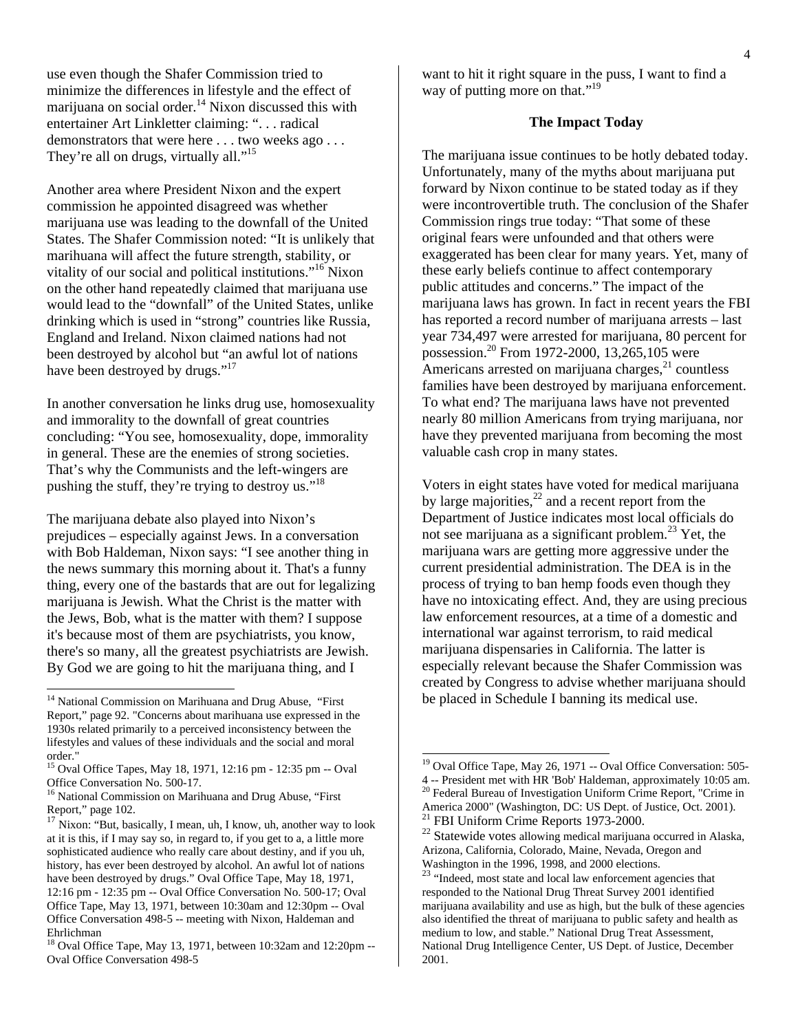use even though the Shafer Commission tried to minimize the differences in lifestyle and the effect of marijuana on social order.[14] Nixon discussed this with entertainer Art Linkletter claiming: ". . . radical demonstrators that were here . . . two weeks ago . . . They're all on drugs, virtually all."[15]

Another area where President Nixon and the expert commission he appointed disagreed was whether marijuana use was leading to the downfall of the United States. The Shafer Commission noted: "It is unlikely that marihuana will affect the future strength, stability, or vitality of our social and political institutions."[16] Nixon on the other hand repeatedly claimed that marijuana use would lead to the "downfall" of the United States, unlike drinking which is used in "strong" countries like Russia, England and Ireland. Nixon claimed nations had not been destroyed by alcohol but "an awful lot of nations have been destroyed by drugs."[17]

In another conversation he links drug use, homosexuality and immorality to the downfall of great countries concluding: "You see, homosexuality, dope, immorality in general. These are the enemies of strong societies. That's why the Communists and the left-wingers are pushing the stuff, they're trying to destroy us."[18]

The marijuana debate also played into Nixon's prejudices – especially against Jews. In a conversation with Bob Haldeman, Nixon says: "I see another thing in the news summary this morning about it. That's a funny thing, every one of the bastards that are out for legalizing marijuana is Jewish. What the Christ is the matter with the Jews, Bob, what is the matter with them? I suppose it's because most of them are psychiatrists, you know, there's so many, all the greatest psychiatrists are Jewish. By God we are going to hit the marijuana thing, and I want to hit it right square in the puss, I want to find a way of putting more on that."[19]

### The Impact Today

The marijuana issue continues to be hotly debated today. Unfortunately, many of the myths about marijuana put forward by Nixon continue to be stated today as if they were incontrovertible truth. The conclusion of the Shafer Commission rings true today: "That some of these original fears were unfounded and that others were exaggerated has been clear for many years. Yet, many of these early beliefs continue to affect contemporary public attitudes and concerns." The impact of the marijuana laws has grown. In fact in recent years the FBI has reported a record number of marijuana arrests – last year 734,497 were arrested for marijuana, 80 percent for possession.[20] From 1972-2000, 13,265,105 were Americans arrested on marijuana charges,[21] countless families have been destroyed by marijuana enforcement. To what end? The marijuana laws have not prevented nearly 80 million Americans from trying marijuana, nor have they prevented marijuana from becoming the most valuable cash crop in many states.

Voters in eight states have voted for medical marijuana by large majorities,[22] and a recent report from the Department of Justice indicates most local officials do not see marijuana as a significant problem.[23] Yet, the marijuana wars are getting more aggressive under the current presidential administration. The DEA is in the process of trying to ban hemp foods even though they have no intoxicating effect. And, they are using precious law enforcement resources, at a time of a domestic and international war against terrorism, to raid medical marijuana dispensaries in California. The latter is especially relevant because the Shafer Commission was created by Congress to advise whether marijuana should be placed in Schedule I banning its medical use.

---

[14] National Commission on Marihuana and Drug Abuse, "First Report," page 92. "Concerns about marihuana use expressed in the 1930s related primarily to a perceived inconsistency between the lifestyles and values of these individuals and the social and moral order."

[15] Oval Office Tapes, May 18, 1971, 12:16 pm - 12:35 pm -- Oval Office Conversation No. 500-17.

[16] National Commission on Marihuana and Drug Abuse, "First Report," page 102.

[17] Nixon: "But, basically, I mean, uh, I know, uh, another way to look at it is this, if I may say so, in regard to, if you get to a, a little more sophisticated audience who really care about destiny, and if you uh, history, has ever been destroyed by alcohol. An awful lot of nations have been destroyed by drugs." Oval Office Tape, May 18, 1971, 12:16 pm - 12:35 pm -- Oval Office Conversation No. 500-17; Oval Office Tape, May 13, 1971, between 10:30am and 12:30pm -- Oval Office Conversation 498-5 -- meeting with Nixon, Haldeman and Ehrlichman

[18] Oval Office Tape, May 13, 1971, between 10:32am and 12:20pm -- Oval Office Conversation 498-5

[19] Oval Office Tape, May 26, 1971 -- Oval Office Conversation: 505-4 -- President met with HR 'Bob' Haldeman, approximately 10:05 am.

[20] Federal Bureau of Investigation Uniform Crime Report, "Crime in America 2000" (Washington, DC: US Dept. of Justice, Oct. 2001).

[21] FBI Uniform Crime Reports 1973-2000.

[22] Statewide votes allowing medical marijuana occurred in Alaska, Arizona, California, Colorado, Maine, Nevada, Oregon and Washington in the 1996, 1998, and 2000 elections.

[23] "Indeed, most state and local law enforcement agencies that responded to the National Drug Threat Survey 2001 identified marijuana availability and use as high, but the bulk of these agencies also identified the threat of marijuana to public safety and health as medium to low, and stable." National Drug Treat Assessment, National Drug Intelligence Center, US Dept. of Justice, December 2001.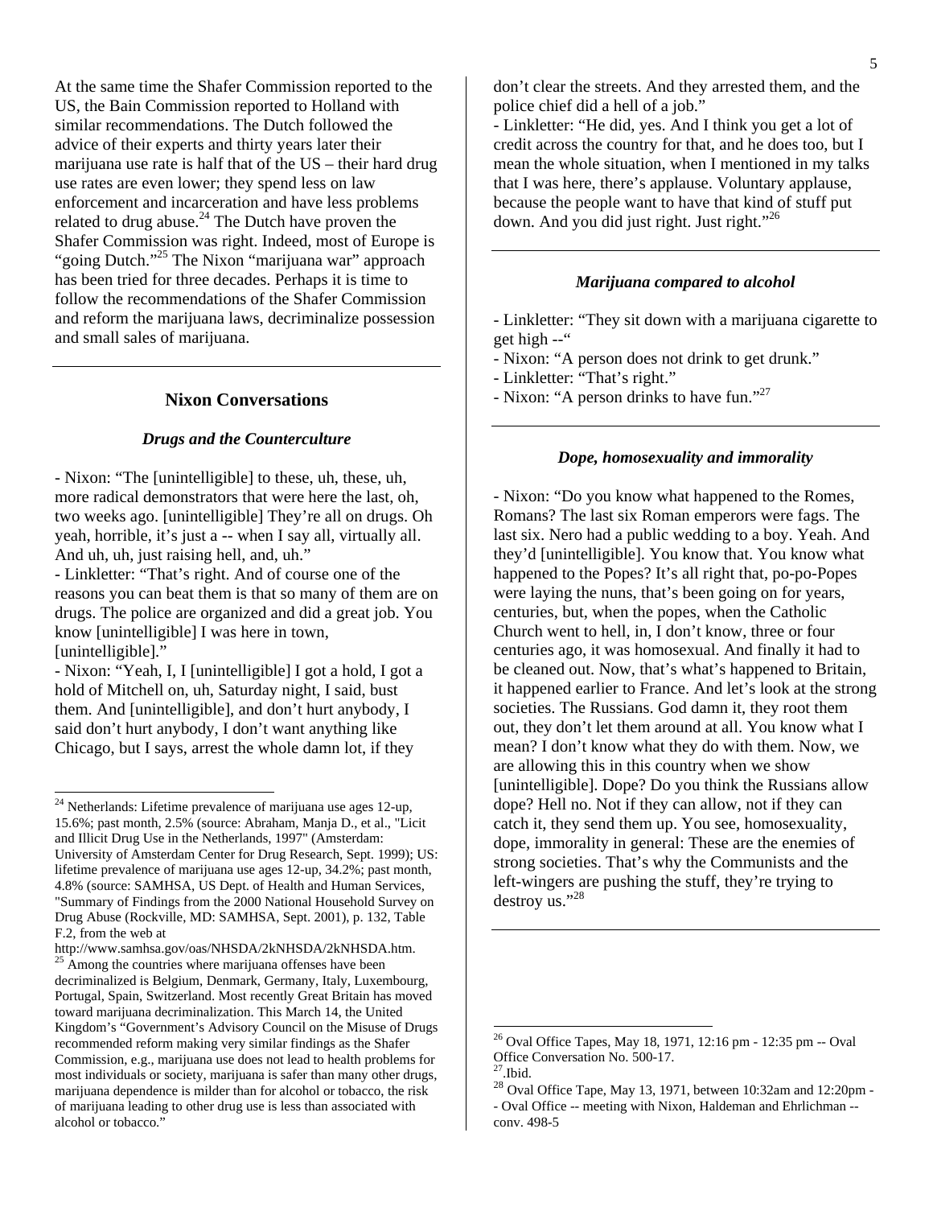At the same time the Shafer Commission reported to the US, the Bain Commission reported to Holland with similar recommendations. The Dutch followed the advice of their experts and thirty years later their marijuana use rate is half that of the US – their hard drug use rates are even lower; they spend less on law enforcement and incarceration and have less problems related to drug abuse.[24] The Dutch have proven the Shafer Commission was right. Indeed, most of Europe is "going Dutch."[25] The Nixon "marijuana war" approach has been tried for three decades. Perhaps it is time to follow the recommendations of the Shafer Commission and reform the marijuana laws, decriminalize possession and small sales of marijuana.

---

## Nixon Conversations

### *Drugs and the Counterculture*

- Nixon: "The [unintelligible] to these, uh, these, uh, more radical demonstrators that were here the last, oh, two weeks ago. [unintelligible] They're all on drugs. Oh yeah, horrible, it's just a -- when I say all, virtually all. And uh, uh, just raising hell, and, uh."
- Linkletter: "That's right. And of course one of the reasons you can beat them is that so many of them are on drugs. The police are organized and did a great job. You know [unintelligible] I was here in town, [unintelligible]."
- Nixon: "Yeah, I, I [unintelligible] I got a hold, I got a hold of Mitchell on, uh, Saturday night, I said, bust them. And [unintelligible], and don't hurt anybody, I said don't hurt anybody, I don't want anything like Chicago, but I says, arrest the whole damn lot, if they don't clear the streets. And they arrested them, and the police chief did a hell of a job."
- Linkletter: "He did, yes. And I think you get a lot of credit across the country for that, and he does too, but I mean the whole situation, when I mentioned in my talks that I was here, there's applause. Voluntary applause, because the people want to have that kind of stuff put down. And you did just right. Just right."[26]

---

### *Marijuana compared to alcohol*

- Linkletter: "They sit down with a marijuana cigarette to get high --"
- Nixon: "A person does not drink to get drunk."
- Linkletter: "That's right."
- Nixon: "A person drinks to have fun."[27]

---

### *Dope, homosexuality and immorality*

- Nixon: "Do you know what happened to the Romes, Romans? The last six Roman emperors were fags. The last six. Nero had a public wedding to a boy. Yeah. And they'd [unintelligible]. You know that. You know what happened to the Popes? It's all right that, po-po-Popes were laying the nuns, that's been going on for years, centuries, but, when the popes, when the Catholic Church went to hell, in, I don't know, three or four centuries ago, it was homosexual. And finally it had to be cleaned out. Now, that's what's happened to Britain, it happened earlier to France. And let's look at the strong societies. The Russians. God damn it, they root them out, they don't let them around at all. You know what I mean? I don't know what they do with them. Now, we are allowing this in this country when we show [unintelligible]. Dope? Do you think the Russians allow dope? Hell no. Not if they can allow, not if they can catch it, they send them up. You see, homosexuality, dope, immorality in general: These are the enemies of strong societies. That's why the Communists and the left-wingers are pushing the stuff, they're trying to destroy us."[28]

---

[24] Netherlands: Lifetime prevalence of marijuana use ages 12-up, 15.6%; past month, 2.5% (source: Abraham, Manja D., et al., "Licit and Illicit Drug Use in the Netherlands, 1997" (Amsterdam: University of Amsterdam Center for Drug Research, Sept. 1999); US: lifetime prevalence of marijuana use ages 12-up, 34.2%; past month, 4.8% (source: SAMHSA, US Dept. of Health and Human Services, "Summary of Findings from the 2000 National Household Survey on Drug Abuse (Rockville, MD: SAMHSA, Sept. 2001), p. 132, Table F.2, from the web at http://www.samhsa.gov/oas/NHSDA/2kNHSDA/2kNHSDA.htm.

[25] Among the countries where marijuana offenses have been decriminalized is Belgium, Denmark, Germany, Italy, Luxembourg, Portugal, Spain, Switzerland. Most recently Great Britain has moved toward marijuana decriminalization. This March 14, the United Kingdom's "Government's Advisory Council on the Misuse of Drugs recommended reform making very similar findings as the Shafer Commission, e.g., marijuana use does not lead to health problems for most individuals or society, marijuana is safer than many other drugs, marijuana dependence is milder than for alcohol or tobacco, the risk of marijuana leading to other drug use is less than associated with alcohol or tobacco."

[26] Oval Office Tapes, May 18, 1971, 12:16 pm - 12:35 pm -- Oval Office Conversation No. 500-17.

[27] .Ibid.

[28] Oval Office Tape, May 13, 1971, between 10:32am and 12:20pm -- Oval Office -- meeting with Nixon, Haldeman and Ehrlichman -- conv. 498-5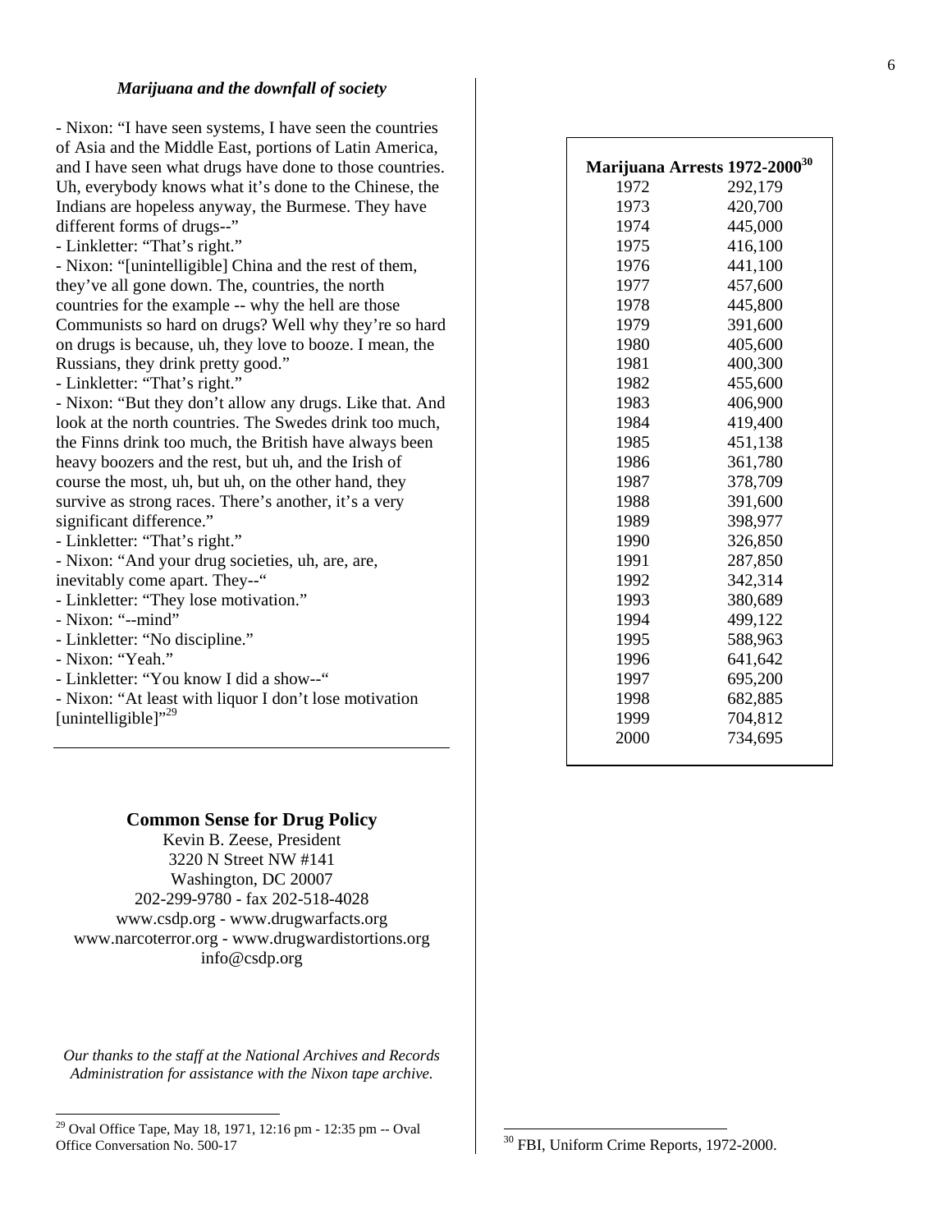### *Marijuana and the downfall of society*

- Nixon: "I have seen systems, I have seen the countries of Asia and the Middle East, portions of Latin America, and I have seen what drugs have done to those countries. Uh, everybody knows what it's done to the Chinese, the Indians are hopeless anyway, the Burmese. They have different forms of drugs--"
- Linkletter: "That's right."
- Nixon: "[unintelligible] China and the rest of them, they've all gone down. The, countries, the north countries for the example -- why the hell are those Communists so hard on drugs? Well why they're so hard on drugs is because, uh, they love to booze. I mean, the Russians, they drink pretty good."
- Linkletter: "That's right."
- Nixon: "But they don't allow any drugs. Like that. And look at the north countries. The Swedes drink too much, the Finns drink too much, the British have always been heavy boozers and the rest, but uh, and the Irish of course the most, uh, but uh, on the other hand, they survive as strong races. There's another, it's a very significant difference."
- Linkletter: "That's right."
- Nixon: "And your drug societies, uh, are, are, inevitably come apart. They--"
- Linkletter: "They lose motivation."
- Nixon: "--mind"
- Linkletter: "No discipline."
- Nixon: "Yeah."
- Linkletter: "You know I did a show--"
- Nixon: "At least with liquor I don't lose motivation [unintelligible]"[29]

**Marijuana Arrests 1972-2000**[30]

| | |
|---|---|
| 1972 | 292,179 |
| 1973 | 420,700 |
| 1974 | 445,000 |
| 1975 | 416,100 |
| 1976 | 441,100 |
| 1977 | 457,600 |
| 1978 | 445,800 |
| 1979 | 391,600 |
| 1980 | 405,600 |
| 1981 | 400,300 |
| 1982 | 455,600 |
| 1983 | 406,900 |
| 1984 | 419,400 |
| 1985 | 451,138 |
| 1986 | 361,780 |
| 1987 | 378,709 |
| 1988 | 391,600 |
| 1989 | 398,977 |
| 1990 | 326,850 |
| 1991 | 287,850 |
| 1992 | 342,314 |
| 1993 | 380,689 |
| 1994 | 499,122 |
| 1995 | 588,963 |
| 1996 | 641,642 |
| 1997 | 695,200 |
| 1998 | 682,885 |
| 1999 | 704,812 |
| 2000 | 734,695 |

**Common Sense for Drug Policy**
Kevin B. Zeese, President
3220 N Street NW #141
Washington, DC 20007
202-299-9780 - fax 202-518-4028
www.csdp.org - www.drugwarfacts.org
www.narcoterror.org - www.drugwardistortions.org
info@csdp.org

*Our thanks to the staff at the National Archives and Records Administration for assistance with the Nixon tape archive.*

[29] Oval Office Tape, May 18, 1971, 12:16 pm - 12:35 pm -- Oval Office Conversation No. 500-17

[30] FBI, Uniform Crime Reports, 1972-2000.